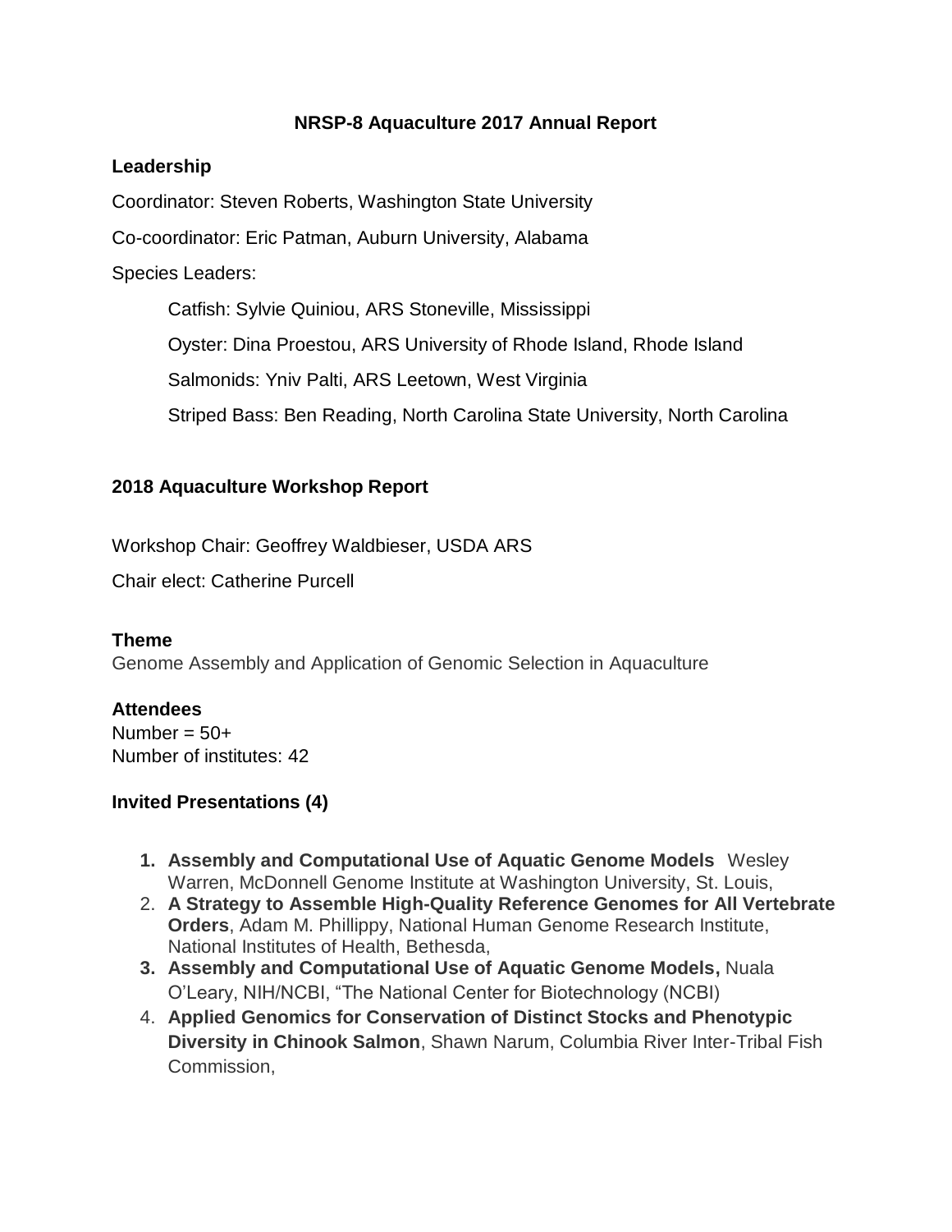# NRSP-8 Aquaculture 2017 Annual Report

### Leadership

Coordinator: Steven Roberts, Washington State University

Co-coordinator: Eric Patman, Auburn University, Alabama

Species Leaders:

Catfish: Sylvie Quiniou, ARS Stoneville, Mississippi

Oyster: Dina Proestou, ARS University of Rhode Island, Rhode Island

Salmonids: Yniv Palti, ARS Leetown, West Virginia

Striped Bass: Ben Reading, North Carolina State University, North Carolina

## 2018 Aquaculture Workshop Report

Workshop Chair: Geoffrey Waldbieser, USDA ARS

Chair elect: Catherine Purcell

### Theme

Genome Assembly and Application of Genomic Selection in Aquaculture

### Attendees

Number = 50+
Number of institutes: 42

### Invited Presentations (4)

1. **Assembly and Computational Use of Aquatic Genome Models** Wesley Warren, McDonnell Genome Institute at Washington University, St. Louis,
2. **A Strategy to Assemble High-Quality Reference Genomes for All Vertebrate Orders**, Adam M. Phillippy, National Human Genome Research Institute, National Institutes of Health, Bethesda,
3. **Assembly and Computational Use of Aquatic Genome Models,** Nuala O'Leary, NIH/NCBI, "The National Center for Biotechnology (NCBI)
4. **Applied Genomics for Conservation of Distinct Stocks and Phenotypic Diversity in Chinook Salmon**, Shawn Narum, Columbia River Inter-Tribal Fish Commission,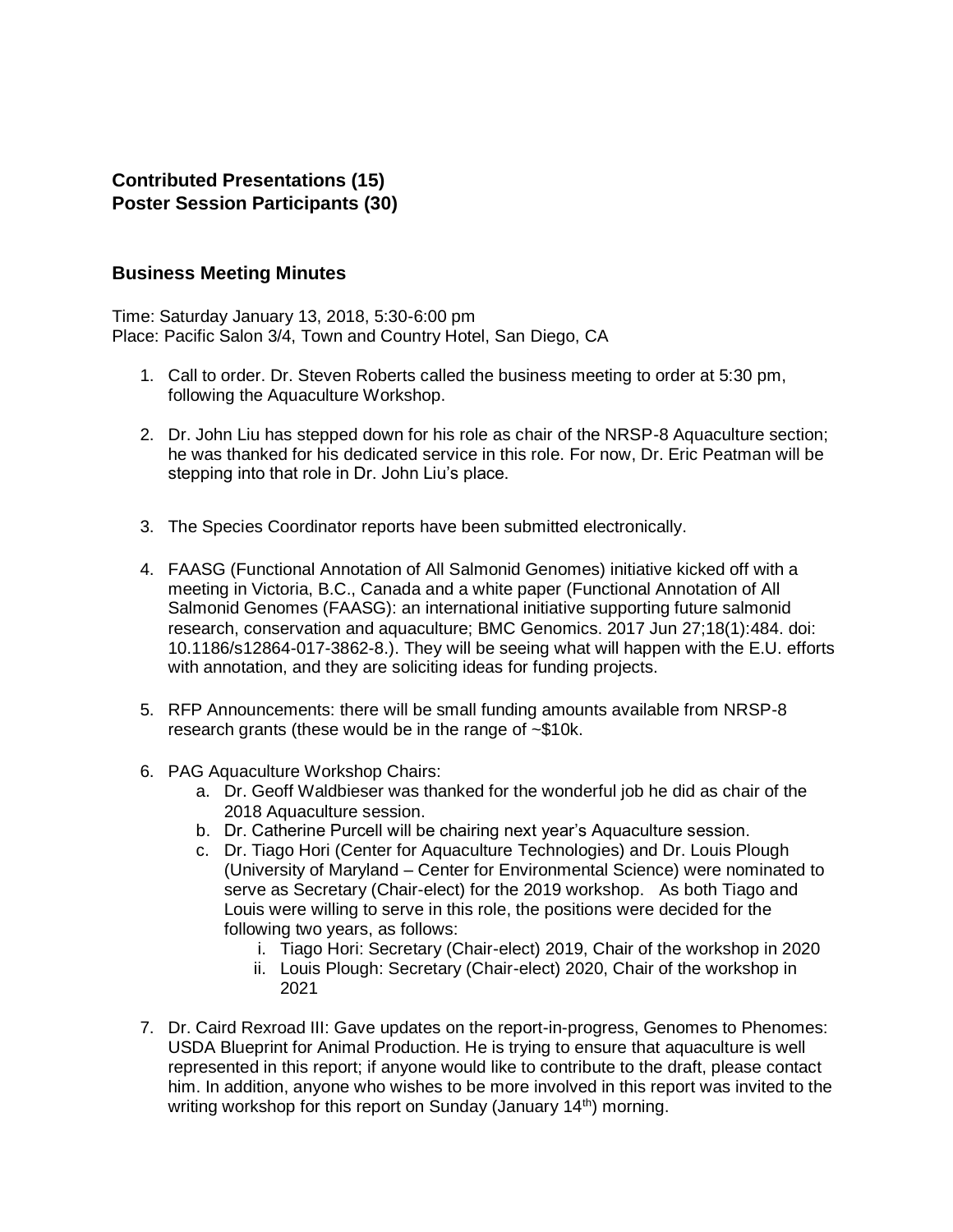**Contributed Presentations (15)**
**Poster Session Participants (30)**

## Business Meeting Minutes

Time: Saturday January 13, 2018, 5:30-6:00 pm
Place: Pacific Salon 3/4, Town and Country Hotel, San Diego, CA

1. Call to order. Dr. Steven Roberts called the business meeting to order at 5:30 pm, following the Aquaculture Workshop.

2. Dr. John Liu has stepped down for his role as chair of the NRSP-8 Aquaculture section; he was thanked for his dedicated service in this role. For now, Dr. Eric Peatman will be stepping into that role in Dr. John Liu's place.

3. The Species Coordinator reports have been submitted electronically.

4. FAASG (Functional Annotation of All Salmonid Genomes) initiative kicked off with a meeting in Victoria, B.C., Canada and a white paper (Functional Annotation of All Salmonid Genomes (FAASG): an international initiative supporting future salmonid research, conservation and aquaculture; BMC Genomics. 2017 Jun 27;18(1):484. doi: 10.1186/s12864-017-3862-8.). They will be seeing what will happen with the E.U. efforts with annotation, and they are soliciting ideas for funding projects.

5. RFP Announcements: there will be small funding amounts available from NRSP-8 research grants (these would be in the range of ~$10k.

6. PAG Aquaculture Workshop Chairs:
   a. Dr. Geoff Waldbieser was thanked for the wonderful job he did as chair of the 2018 Aquaculture session.
   b. Dr. Catherine Purcell will be chairing next year's Aquaculture session.
   c. Dr. Tiago Hori (Center for Aquaculture Technologies) and Dr. Louis Plough (University of Maryland – Center for Environmental Science) were nominated to serve as Secretary (Chair-elect) for the 2019 workshop. As both Tiago and Louis were willing to serve in this role, the positions were decided for the following two years, as follows:
      i. Tiago Hori: Secretary (Chair-elect) 2019, Chair of the workshop in 2020
      ii. Louis Plough: Secretary (Chair-elect) 2020, Chair of the workshop in 2021

7. Dr. Caird Rexroad III: Gave updates on the report-in-progress, Genomes to Phenomes: USDA Blueprint for Animal Production. He is trying to ensure that aquaculture is well represented in this report; if anyone would like to contribute to the draft, please contact him. In addition, anyone who wishes to be more involved in this report was invited to the writing workshop for this report on Sunday (January 14th) morning.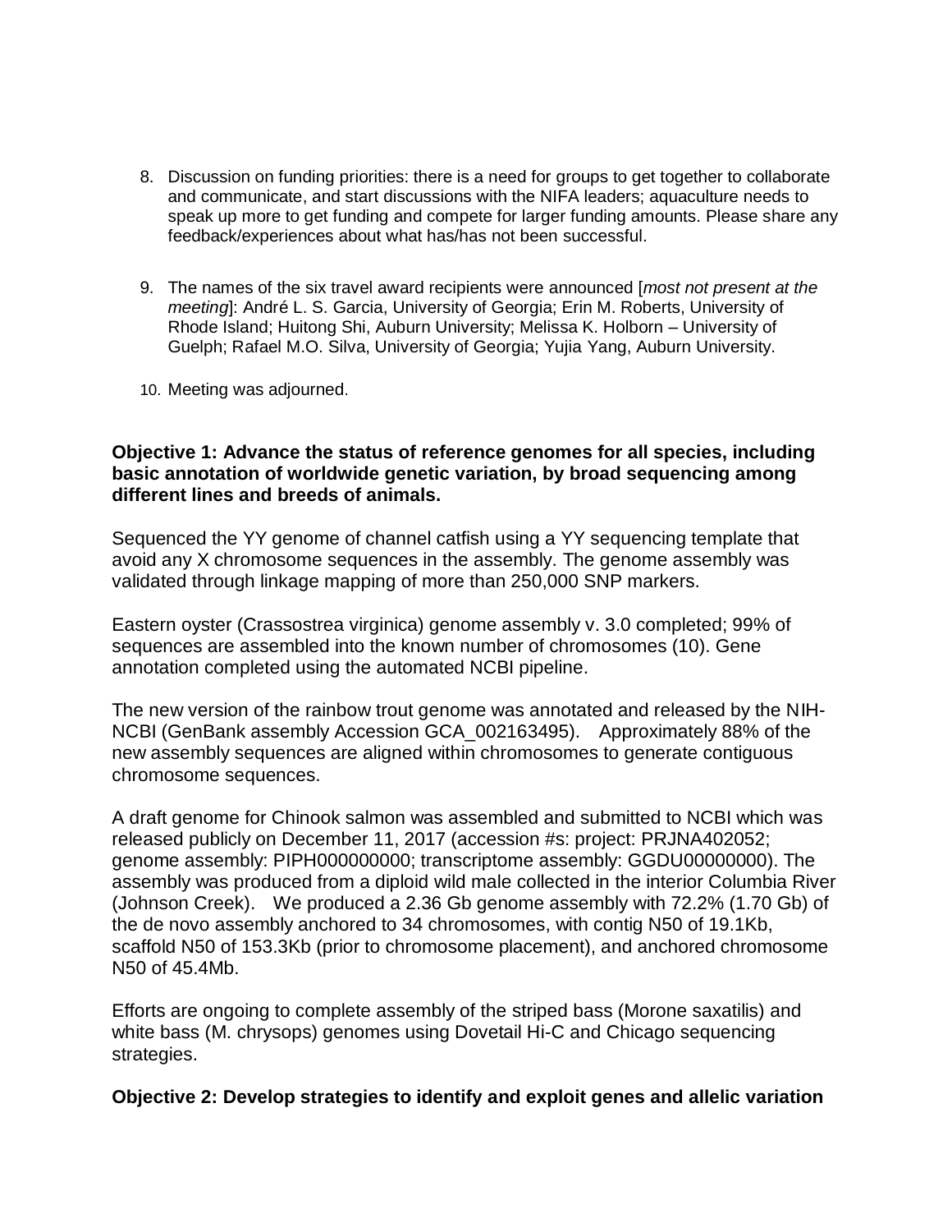8. Discussion on funding priorities: there is a need for groups to get together to collaborate and communicate, and start discussions with the NIFA leaders; aquaculture needs to speak up more to get funding and compete for larger funding amounts. Please share any feedback/experiences about what has/has not been successful.

9. The names of the six travel award recipients were announced [*most not present at the meeting*]: André L. S. Garcia, University of Georgia; Erin M. Roberts, University of Rhode Island; Huitong Shi, Auburn University; Melissa K. Holborn – University of Guelph; Rafael M.O. Silva, University of Georgia; Yujia Yang, Auburn University.

10. Meeting was adjourned.

**Objective 1: Advance the status of reference genomes for all species, including basic annotation of worldwide genetic variation, by broad sequencing among different lines and breeds of animals.**

Sequenced the YY genome of channel catfish using a YY sequencing template that avoid any X chromosome sequences in the assembly. The genome assembly was validated through linkage mapping of more than 250,000 SNP markers.

Eastern oyster (Crassostrea virginica) genome assembly v. 3.0 completed; 99% of sequences are assembled into the known number of chromosomes (10). Gene annotation completed using the automated NCBI pipeline.

The new version of the rainbow trout genome was annotated and released by the NIH-NCBI (GenBank assembly Accession GCA_002163495). Approximately 88% of the new assembly sequences are aligned within chromosomes to generate contiguous chromosome sequences.

A draft genome for Chinook salmon was assembled and submitted to NCBI which was released publicly on December 11, 2017 (accession #s: project: PRJNA402052; genome assembly: PIPH000000000; transcriptome assembly: GGDU00000000). The assembly was produced from a diploid wild male collected in the interior Columbia River (Johnson Creek). We produced a 2.36 Gb genome assembly with 72.2% (1.70 Gb) of the de novo assembly anchored to 34 chromosomes, with contig N50 of 19.1Kb, scaffold N50 of 153.3Kb (prior to chromosome placement), and anchored chromosome N50 of 45.4Mb.

Efforts are ongoing to complete assembly of the striped bass (Morone saxatilis) and white bass (M. chrysops) genomes using Dovetail Hi-C and Chicago sequencing strategies.

**Objective 2: Develop strategies to identify and exploit genes and allelic variation**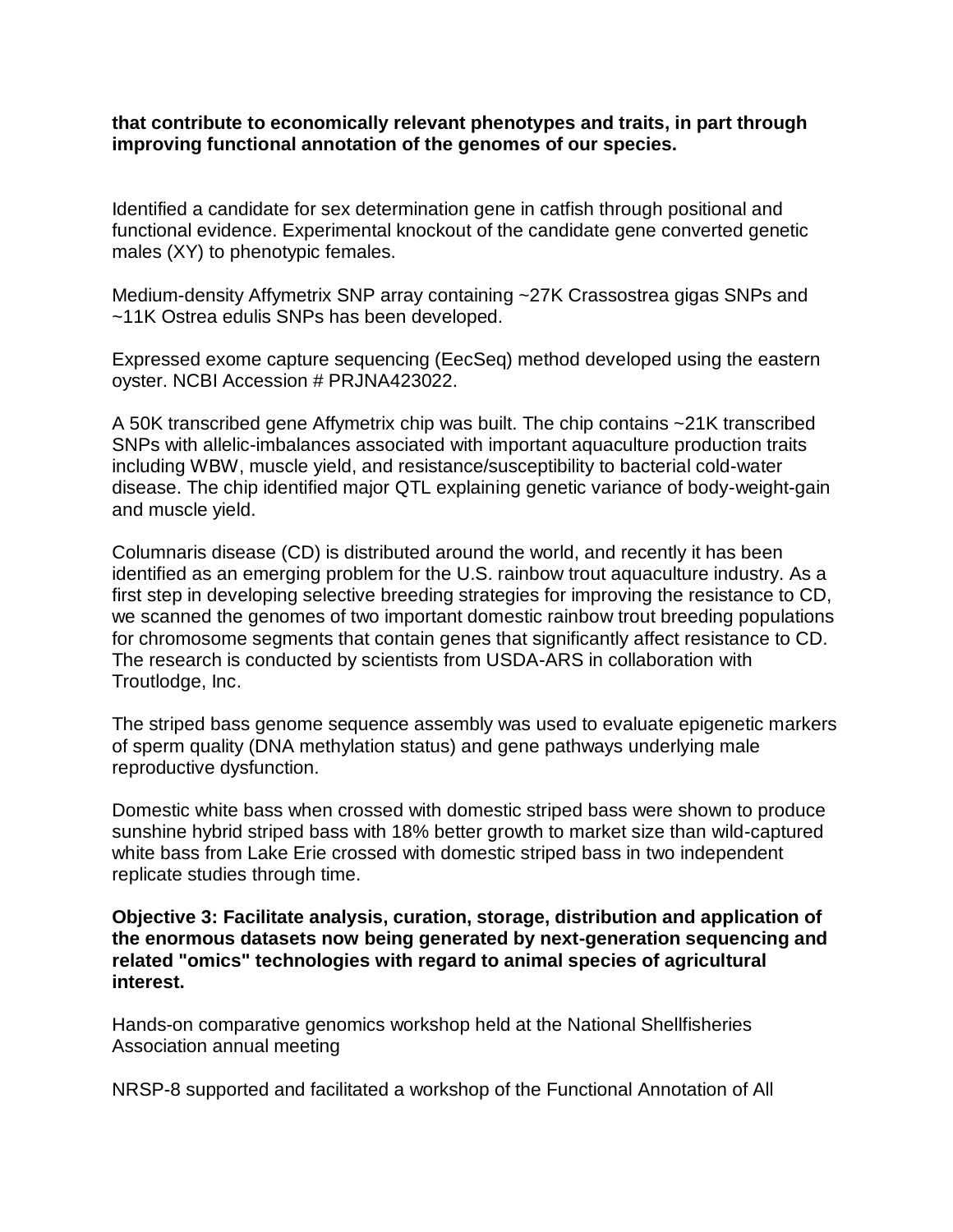**that contribute to economically relevant phenotypes and traits, in part through improving functional annotation of the genomes of our species.**

Identified a candidate for sex determination gene in catfish through positional and functional evidence. Experimental knockout of the candidate gene converted genetic males (XY) to phenotypic females.

Medium-density Affymetrix SNP array containing ~27K Crassostrea gigas SNPs and ~11K Ostrea edulis SNPs has been developed.

Expressed exome capture sequencing (EecSeq) method developed using the eastern oyster. NCBI Accession # PRJNA423022.

A 50K transcribed gene Affymetrix chip was built. The chip contains ~21K transcribed SNPs with allelic-imbalances associated with important aquaculture production traits including WBW, muscle yield, and resistance/susceptibility to bacterial cold-water disease. The chip identified major QTL explaining genetic variance of body-weight-gain and muscle yield.

Columnaris disease (CD) is distributed around the world, and recently it has been identified as an emerging problem for the U.S. rainbow trout aquaculture industry. As a first step in developing selective breeding strategies for improving the resistance to CD, we scanned the genomes of two important domestic rainbow trout breeding populations for chromosome segments that contain genes that significantly affect resistance to CD. The research is conducted by scientists from USDA-ARS in collaboration with Troutlodge, Inc.

The striped bass genome sequence assembly was used to evaluate epigenetic markers of sperm quality (DNA methylation status) and gene pathways underlying male reproductive dysfunction.

Domestic white bass when crossed with domestic striped bass were shown to produce sunshine hybrid striped bass with 18% better growth to market size than wild-captured white bass from Lake Erie crossed with domestic striped bass in two independent replicate studies through time.

**Objective 3: Facilitate analysis, curation, storage, distribution and application of the enormous datasets now being generated by next-generation sequencing and related "omics" technologies with regard to animal species of agricultural interest.**

Hands-on comparative genomics workshop held at the National Shellfisheries Association annual meeting

NRSP-8 supported and facilitated a workshop of the Functional Annotation of All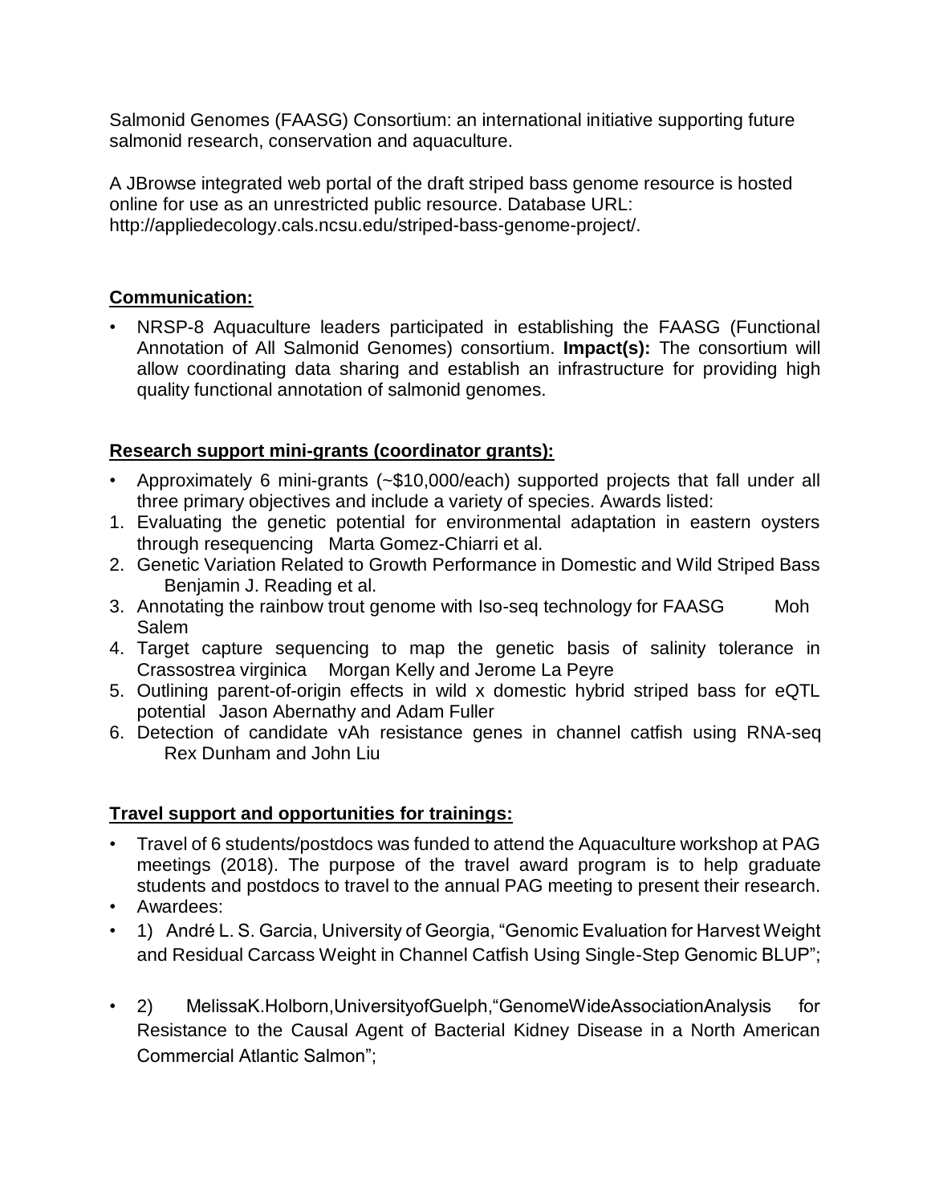Salmonid Genomes (FAASG) Consortium: an international initiative supporting future salmonid research, conservation and aquaculture.

A JBrowse integrated web portal of the draft striped bass genome resource is hosted online for use as an unrestricted public resource. Database URL: http://appliedecology.cals.ncsu.edu/striped-bass-genome-project/.

**Communication:**

- NRSP-8 Aquaculture leaders participated in establishing the FAASG (Functional Annotation of All Salmonid Genomes) consortium. **Impact(s):** The consortium will allow coordinating data sharing and establish an infrastructure for providing high quality functional annotation of salmonid genomes.

**Research support mini-grants (coordinator grants):**

- Approximately 6 mini-grants (~$10,000/each) supported projects that fall under all three primary objectives and include a variety of species. Awards listed:

1. Evaluating the genetic potential for environmental adaptation in eastern oysters through resequencing Marta Gomez-Chiarri et al.
2. Genetic Variation Related to Growth Performance in Domestic and Wild Striped Bass Benjamin J. Reading et al.
3. Annotating the rainbow trout genome with Iso-seq technology for FAASG Moh Salem
4. Target capture sequencing to map the genetic basis of salinity tolerance in Crassostrea virginica Morgan Kelly and Jerome La Peyre
5. Outlining parent-of-origin effects in wild x domestic hybrid striped bass for eQTL potential Jason Abernathy and Adam Fuller
6. Detection of candidate vAh resistance genes in channel catfish using RNA-seq Rex Dunham and John Liu

**Travel support and opportunities for trainings:**

- Travel of 6 students/postdocs was funded to attend the Aquaculture workshop at PAG meetings (2018). The purpose of the travel award program is to help graduate students and postdocs to travel to the annual PAG meeting to present their research.
- Awardees:
- 1) André L. S. Garcia, University of Georgia, "Genomic Evaluation for Harvest Weight and Residual Carcass Weight in Channel Catfish Using Single-Step Genomic BLUP";
- 2) MelissaK.Holborn,UniversityofGuelph,"GenomeWideAssociationAnalysis for Resistance to the Causal Agent of Bacterial Kidney Disease in a North American Commercial Atlantic Salmon";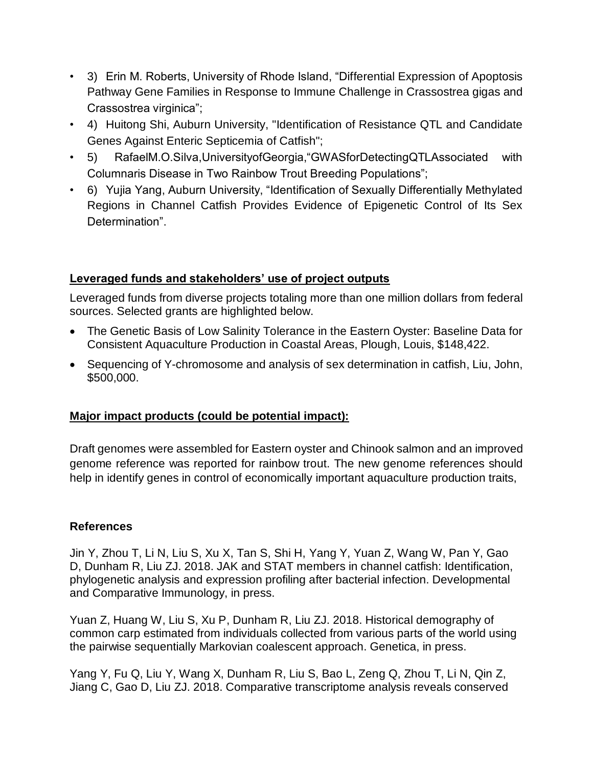- 3) Erin M. Roberts, University of Rhode Island, "Differential Expression of Apoptosis Pathway Gene Families in Response to Immune Challenge in Crassostrea gigas and Crassostrea virginica";
- 4) Huitong Shi, Auburn University, "Identification of Resistance QTL and Candidate Genes Against Enteric Septicemia of Catfish";
- 5) RafaelM.O.Silva,UniversityofGeorgia,"GWASforDetectingQTLAssociated with Columnaris Disease in Two Rainbow Trout Breeding Populations";
- 6) Yujia Yang, Auburn University, "Identification of Sexually Differentially Methylated Regions in Channel Catfish Provides Evidence of Epigenetic Control of Its Sex Determination".

**Leveraged funds and stakeholders' use of project outputs**

Leveraged funds from diverse projects totaling more than one million dollars from federal sources. Selected grants are highlighted below.

- The Genetic Basis of Low Salinity Tolerance in the Eastern Oyster: Baseline Data for Consistent Aquaculture Production in Coastal Areas, Plough, Louis, $148,422.
- Sequencing of Y-chromosome and analysis of sex determination in catfish, Liu, John, $500,000.

**Major impact products (could be potential impact):**

Draft genomes were assembled for Eastern oyster and Chinook salmon and an improved genome reference was reported for rainbow trout. The new genome references should help in identify genes in control of economically important aquaculture production traits,

**References**

Jin Y, Zhou T, Li N, Liu S, Xu X, Tan S, Shi H, Yang Y, Yuan Z, Wang W, Pan Y, Gao D, Dunham R, Liu ZJ. 2018. JAK and STAT members in channel catfish: Identification, phylogenetic analysis and expression profiling after bacterial infection. Developmental and Comparative Immunology, in press.

Yuan Z, Huang W, Liu S, Xu P, Dunham R, Liu ZJ. 2018. Historical demography of common carp estimated from individuals collected from various parts of the world using the pairwise sequentially Markovian coalescent approach. Genetica, in press.

Yang Y, Fu Q, Liu Y, Wang X, Dunham R, Liu S, Bao L, Zeng Q, Zhou T, Li N, Qin Z, Jiang C, Gao D, Liu ZJ. 2018. Comparative transcriptome analysis reveals conserved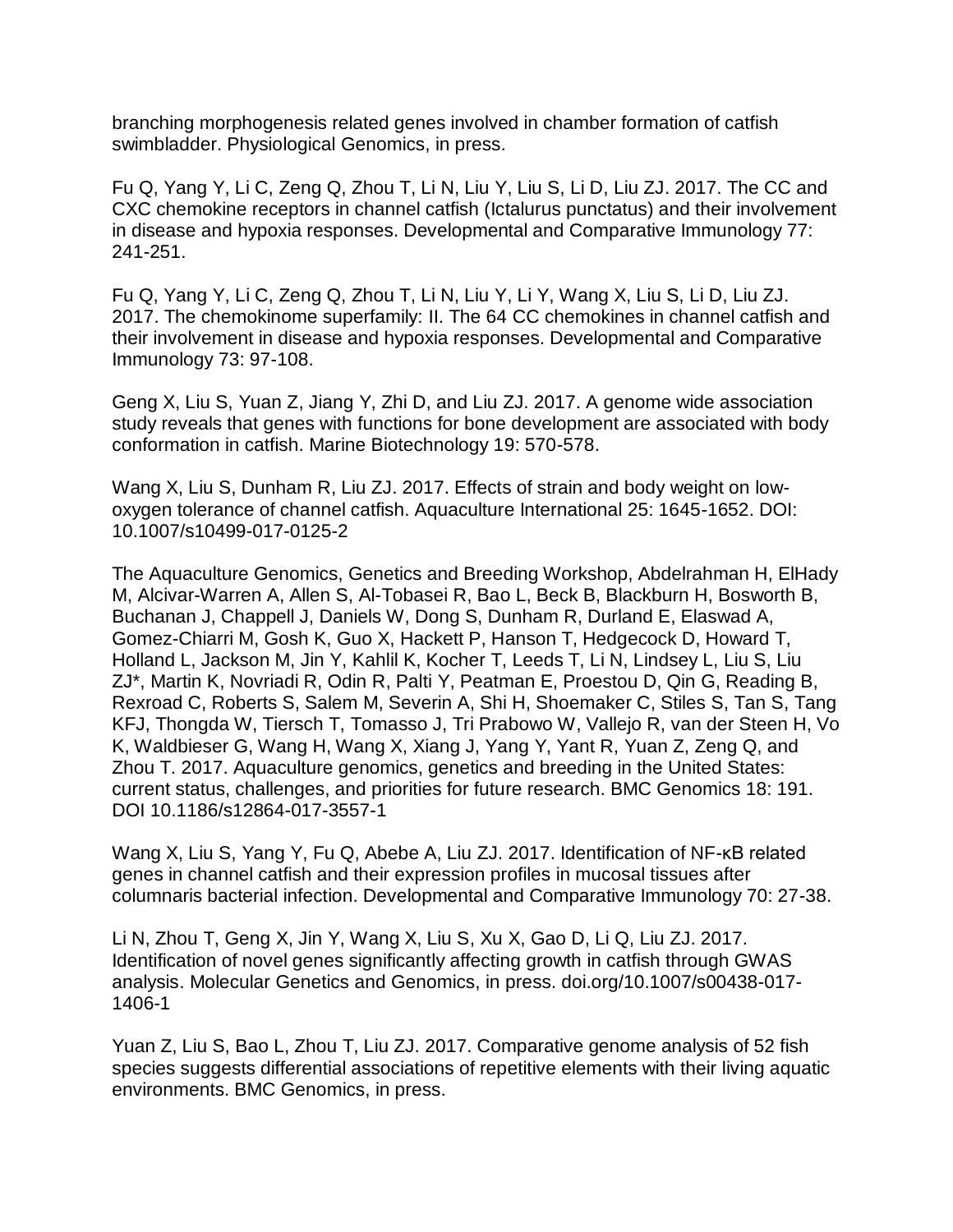branching morphogenesis related genes involved in chamber formation of catfish swimbladder. Physiological Genomics, in press.

Fu Q, Yang Y, Li C, Zeng Q, Zhou T, Li N, Liu Y, Liu S, Li D, Liu ZJ. 2017. The CC and CXC chemokine receptors in channel catfish (Ictalurus punctatus) and their involvement in disease and hypoxia responses. Developmental and Comparative Immunology 77: 241-251.

Fu Q, Yang Y, Li C, Zeng Q, Zhou T, Li N, Liu Y, Li Y, Wang X, Liu S, Li D, Liu ZJ. 2017. The chemokinome superfamily: II. The 64 CC chemokines in channel catfish and their involvement in disease and hypoxia responses. Developmental and Comparative Immunology 73: 97-108.

Geng X, Liu S, Yuan Z, Jiang Y, Zhi D, and Liu ZJ. 2017. A genome wide association study reveals that genes with functions for bone development are associated with body conformation in catfish. Marine Biotechnology 19: 570-578.

Wang X, Liu S, Dunham R, Liu ZJ. 2017. Effects of strain and body weight on low-oxygen tolerance of channel catfish. Aquaculture International 25: 1645-1652. DOI: 10.1007/s10499-017-0125-2

The Aquaculture Genomics, Genetics and Breeding Workshop, Abdelrahman H, ElHady M, Alcivar-Warren A, Allen S, Al-Tobasei R, Bao L, Beck B, Blackburn H, Bosworth B, Buchanan J, Chappell J, Daniels W, Dong S, Dunham R, Durland E, Elaswad A, Gomez-Chiarri M, Gosh K, Guo X, Hackett P, Hanson T, Hedgecock D, Howard T, Holland L, Jackson M, Jin Y, Kahlil K, Kocher T, Leeds T, Li N, Lindsey L, Liu S, Liu ZJ*, Martin K, Novriadi R, Odin R, Palti Y, Peatman E, Proestou D, Qin G, Reading B, Rexroad C, Roberts S, Salem M, Severin A, Shi H, Shoemaker C, Stiles S, Tan S, Tang KFJ, Thongda W, Tiersch T, Tomasso J, Tri Prabowo W, Vallejo R, van der Steen H, Vo K, Waldbieser G, Wang H, Wang X, Xiang J, Yang Y, Yant R, Yuan Z, Zeng Q, and Zhou T. 2017. Aquaculture genomics, genetics and breeding in the United States: current status, challenges, and priorities for future research. BMC Genomics 18: 191. DOI 10.1186/s12864-017-3557-1

Wang X, Liu S, Yang Y, Fu Q, Abebe A, Liu ZJ. 2017. Identification of NF-κB related genes in channel catfish and their expression profiles in mucosal tissues after columnaris bacterial infection. Developmental and Comparative Immunology 70: 27-38.

Li N, Zhou T, Geng X, Jin Y, Wang X, Liu S, Xu X, Gao D, Li Q, Liu ZJ. 2017. Identification of novel genes significantly affecting growth in catfish through GWAS analysis. Molecular Genetics and Genomics, in press. doi.org/10.1007/s00438-017-1406-1

Yuan Z, Liu S, Bao L, Zhou T, Liu ZJ. 2017. Comparative genome analysis of 52 fish species suggests differential associations of repetitive elements with their living aquatic environments. BMC Genomics, in press.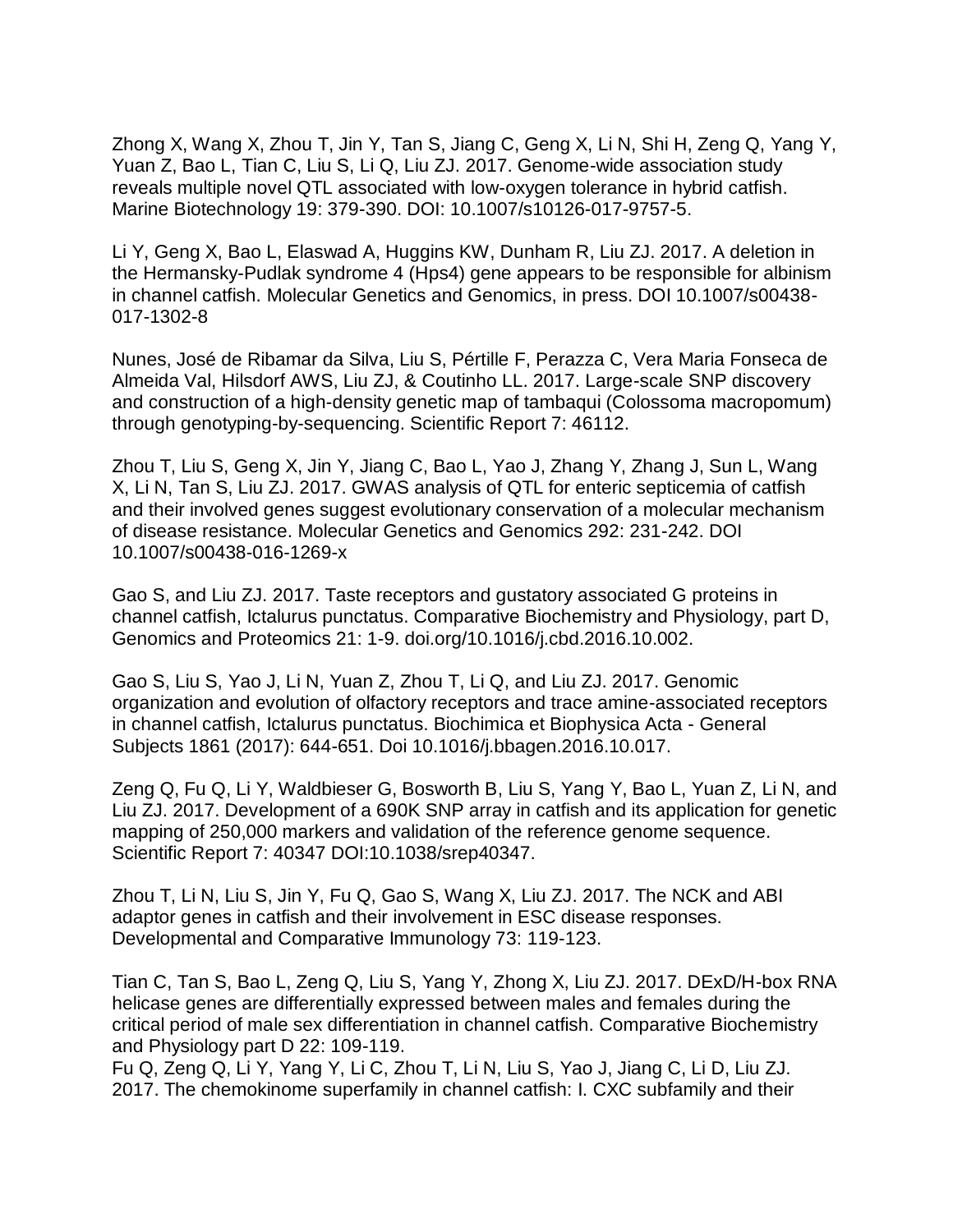Zhong X, Wang X, Zhou T, Jin Y, Tan S, Jiang C, Geng X, Li N, Shi H, Zeng Q, Yang Y, Yuan Z, Bao L, Tian C, Liu S, Li Q, Liu ZJ. 2017. Genome-wide association study reveals multiple novel QTL associated with low-oxygen tolerance in hybrid catfish. Marine Biotechnology 19: 379-390. DOI: 10.1007/s10126-017-9757-5.

Li Y, Geng X, Bao L, Elaswad A, Huggins KW, Dunham R, Liu ZJ. 2017. A deletion in the Hermansky-Pudlak syndrome 4 (Hps4) gene appears to be responsible for albinism in channel catfish. Molecular Genetics and Genomics, in press. DOI 10.1007/s00438-017-1302-8

Nunes, José de Ribamar da Silva, Liu S, Pértille F, Perazza C, Vera Maria Fonseca de Almeida Val, Hilsdorf AWS, Liu ZJ, & Coutinho LL. 2017. Large-scale SNP discovery and construction of a high-density genetic map of tambaqui (Colossoma macropomum) through genotyping-by-sequencing. Scientific Report 7: 46112.

Zhou T, Liu S, Geng X, Jin Y, Jiang C, Bao L, Yao J, Zhang Y, Zhang J, Sun L, Wang X, Li N, Tan S, Liu ZJ. 2017. GWAS analysis of QTL for enteric septicemia of catfish and their involved genes suggest evolutionary conservation of a molecular mechanism of disease resistance. Molecular Genetics and Genomics 292: 231-242. DOI 10.1007/s00438-016-1269-x

Gao S, and Liu ZJ. 2017. Taste receptors and gustatory associated G proteins in channel catfish, Ictalurus punctatus. Comparative Biochemistry and Physiology, part D, Genomics and Proteomics 21: 1-9. doi.org/10.1016/j.cbd.2016.10.002.

Gao S, Liu S, Yao J, Li N, Yuan Z, Zhou T, Li Q, and Liu ZJ. 2017. Genomic organization and evolution of olfactory receptors and trace amine-associated receptors in channel catfish, Ictalurus punctatus. Biochimica et Biophysica Acta - General Subjects 1861 (2017): 644-651. Doi 10.1016/j.bbagen.2016.10.017.

Zeng Q, Fu Q, Li Y, Waldbieser G, Bosworth B, Liu S, Yang Y, Bao L, Yuan Z, Li N, and Liu ZJ. 2017. Development of a 690K SNP array in catfish and its application for genetic mapping of 250,000 markers and validation of the reference genome sequence. Scientific Report 7: 40347 DOI:10.1038/srep40347.

Zhou T, Li N, Liu S, Jin Y, Fu Q, Gao S, Wang X, Liu ZJ. 2017. The NCK and ABI adaptor genes in catfish and their involvement in ESC disease responses. Developmental and Comparative Immunology 73: 119-123.

Tian C, Tan S, Bao L, Zeng Q, Liu S, Yang Y, Zhong X, Liu ZJ. 2017. DExD/H-box RNA helicase genes are differentially expressed between males and females during the critical period of male sex differentiation in channel catfish. Comparative Biochemistry and Physiology part D 22: 109-119.
Fu Q, Zeng Q, Li Y, Yang Y, Li C, Zhou T, Li N, Liu S, Yao J, Jiang C, Li D, Liu ZJ. 2017. The chemokinome superfamily in channel catfish: I. CXC subfamily and their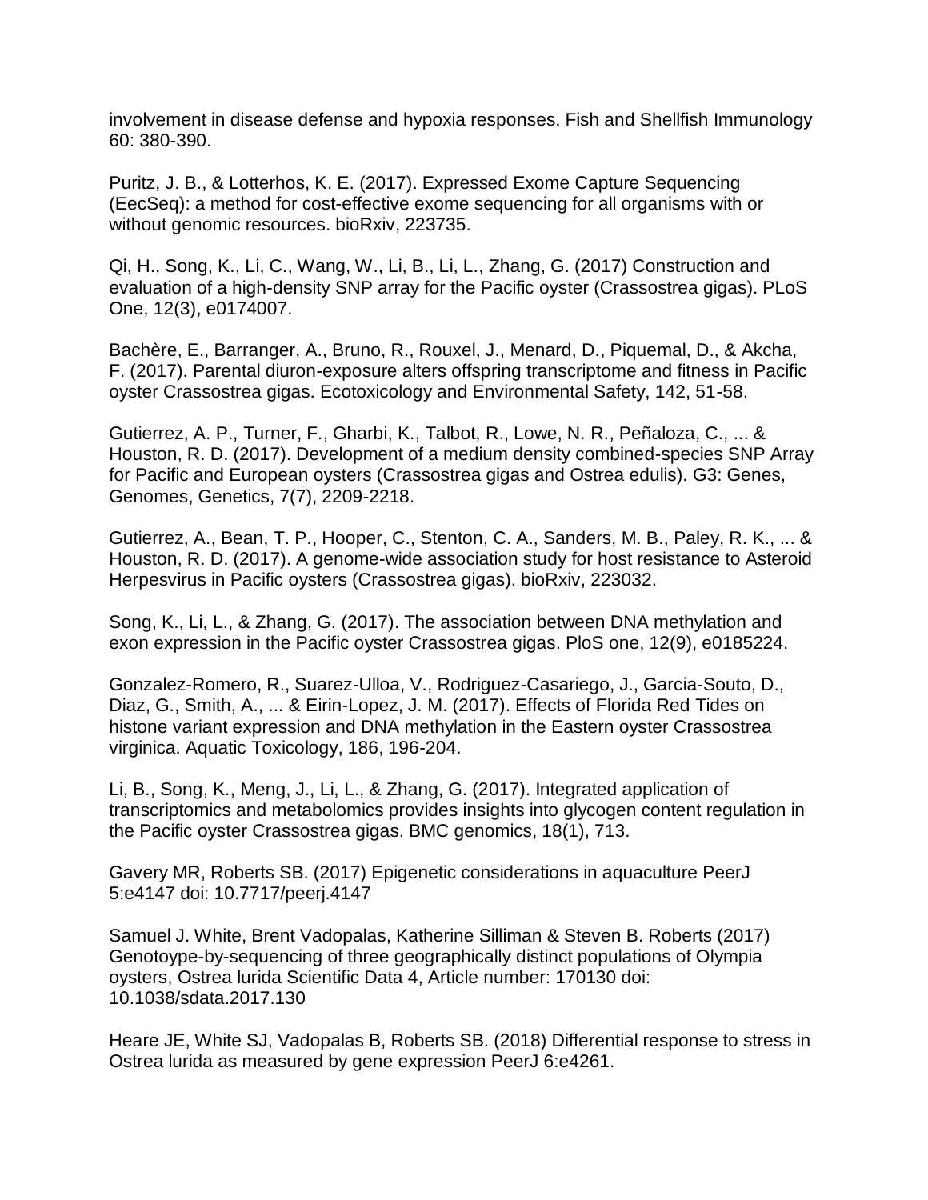involvement in disease defense and hypoxia responses. Fish and Shellfish Immunology 60: 380-390.

Puritz, J. B., & Lotterhos, K. E. (2017). Expressed Exome Capture Sequencing (EecSeq): a method for cost-effective exome sequencing for all organisms with or without genomic resources. bioRxiv, 223735.

Qi, H., Song, K., Li, C., Wang, W., Li, B., Li, L., Zhang, G. (2017) Construction and evaluation of a high-density SNP array for the Pacific oyster (Crassostrea gigas). PLoS One, 12(3), e0174007.

Bachère, E., Barranger, A., Bruno, R., Rouxel, J., Menard, D., Piquemal, D., & Akcha, F. (2017). Parental diuron-exposure alters offspring transcriptome and fitness in Pacific oyster Crassostrea gigas. Ecotoxicology and Environmental Safety, 142, 51-58.

Gutierrez, A. P., Turner, F., Gharbi, K., Talbot, R., Lowe, N. R., Peñaloza, C., ... & Houston, R. D. (2017). Development of a medium density combined-species SNP Array for Pacific and European oysters (Crassostrea gigas and Ostrea edulis). G3: Genes, Genomes, Genetics, 7(7), 2209-2218.

Gutierrez, A., Bean, T. P., Hooper, C., Stenton, C. A., Sanders, M. B., Paley, R. K., ... & Houston, R. D. (2017). A genome-wide association study for host resistance to Asteroid Herpesvirus in Pacific oysters (Crassostrea gigas). bioRxiv, 223032.

Song, K., Li, L., & Zhang, G. (2017). The association between DNA methylation and exon expression in the Pacific oyster Crassostrea gigas. PloS one, 12(9), e0185224.

Gonzalez-Romero, R., Suarez-Ulloa, V., Rodriguez-Casariego, J., Garcia-Souto, D., Diaz, G., Smith, A., ... & Eirin-Lopez, J. M. (2017). Effects of Florida Red Tides on histone variant expression and DNA methylation in the Eastern oyster Crassostrea virginica. Aquatic Toxicology, 186, 196-204.

Li, B., Song, K., Meng, J., Li, L., & Zhang, G. (2017). Integrated application of transcriptomics and metabolomics provides insights into glycogen content regulation in the Pacific oyster Crassostrea gigas. BMC genomics, 18(1), 713.

Gavery MR, Roberts SB. (2017) Epigenetic considerations in aquaculture PeerJ 5:e4147 doi: 10.7717/peerj.4147

Samuel J. White, Brent Vadopalas, Katherine Silliman & Steven B. Roberts (2017) Genotoype-by-sequencing of three geographically distinct populations of Olympia oysters, Ostrea lurida Scientific Data 4, Article number: 170130 doi: 10.1038/sdata.2017.130

Heare JE, White SJ, Vadopalas B, Roberts SB. (2018) Differential response to stress in Ostrea lurida as measured by gene expression PeerJ 6:e4261.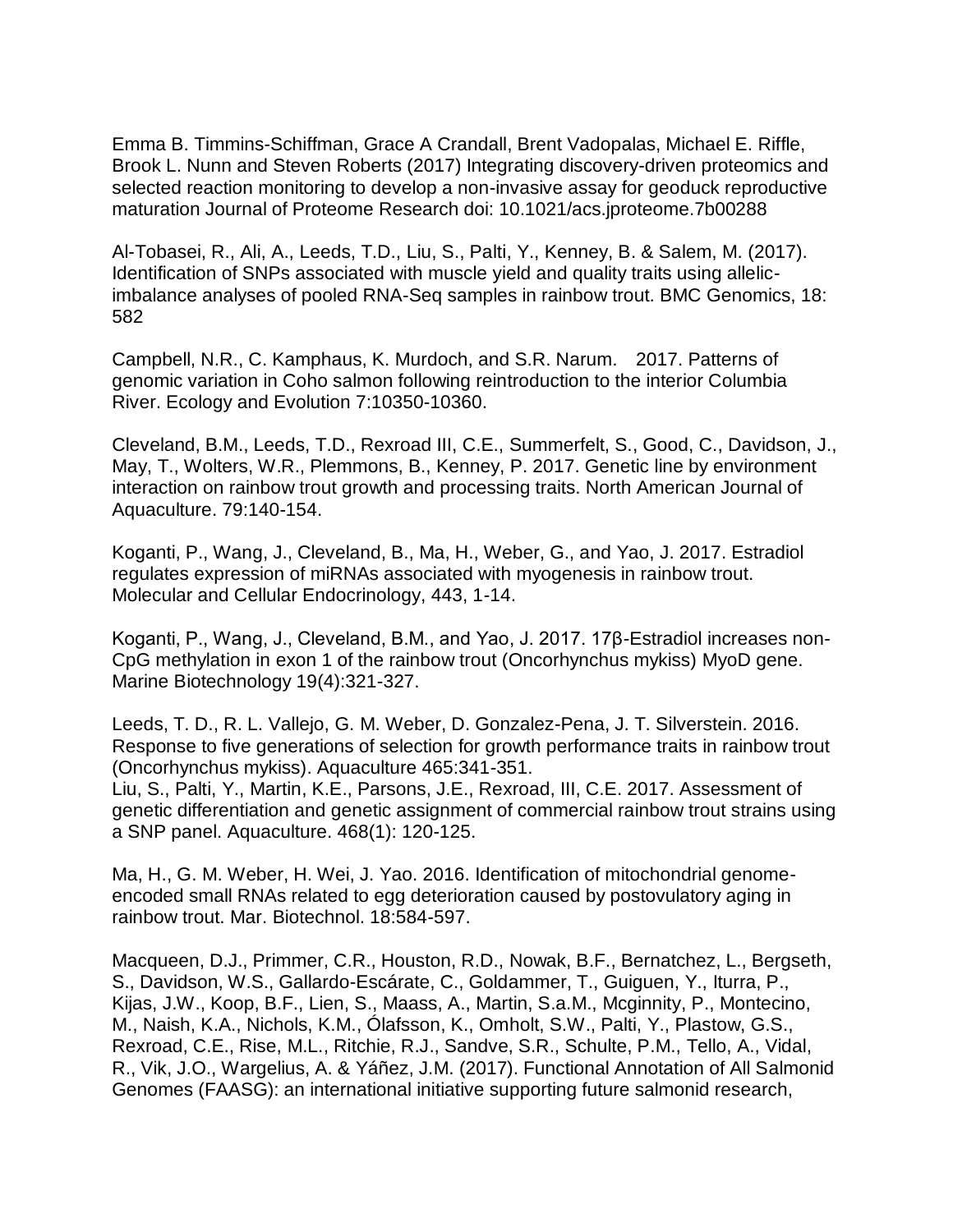Emma B. Timmins-Schiffman, Grace A Crandall, Brent Vadopalas, Michael E. Riffle, Brook L. Nunn and Steven Roberts (2017) Integrating discovery-driven proteomics and selected reaction monitoring to develop a non-invasive assay for geoduck reproductive maturation Journal of Proteome Research doi: 10.1021/acs.jproteome.7b00288

Al-Tobasei, R., Ali, A., Leeds, T.D., Liu, S., Palti, Y., Kenney, B. & Salem, M. (2017). Identification of SNPs associated with muscle yield and quality traits using allelic-imbalance analyses of pooled RNA-Seq samples in rainbow trout. BMC Genomics, 18: 582

Campbell, N.R., C. Kamphaus, K. Murdoch, and S.R. Narum. 2017. Patterns of genomic variation in Coho salmon following reintroduction to the interior Columbia River. Ecology and Evolution 7:10350-10360.

Cleveland, B.M., Leeds, T.D., Rexroad III, C.E., Summerfelt, S., Good, C., Davidson, J., May, T., Wolters, W.R., Plemmons, B., Kenney, P. 2017. Genetic line by environment interaction on rainbow trout growth and processing traits. North American Journal of Aquaculture. 79:140-154.

Koganti, P., Wang, J., Cleveland, B., Ma, H., Weber, G., and Yao, J. 2017. Estradiol regulates expression of miRNAs associated with myogenesis in rainbow trout. Molecular and Cellular Endocrinology, 443, 1-14.

Koganti, P., Wang, J., Cleveland, B.M., and Yao, J. 2017. 17β-Estradiol increases non-CpG methylation in exon 1 of the rainbow trout (Oncorhynchus mykiss) MyoD gene. Marine Biotechnology 19(4):321-327.

Leeds, T. D., R. L. Vallejo, G. M. Weber, D. Gonzalez-Pena, J. T. Silverstein. 2016. Response to five generations of selection for growth performance traits in rainbow trout (Oncorhynchus mykiss). Aquaculture 465:341-351.

Liu, S., Palti, Y., Martin, K.E., Parsons, J.E., Rexroad, III, C.E. 2017. Assessment of genetic differentiation and genetic assignment of commercial rainbow trout strains using a SNP panel. Aquaculture. 468(1): 120-125.

Ma, H., G. M. Weber, H. Wei, J. Yao. 2016. Identification of mitochondrial genome-encoded small RNAs related to egg deterioration caused by postovulatory aging in rainbow trout. Mar. Biotechnol. 18:584-597.

Macqueen, D.J., Primmer, C.R., Houston, R.D., Nowak, B.F., Bernatchez, L., Bergseth, S., Davidson, W.S., Gallardo-Escárate, C., Goldammer, T., Guiguen, Y., Iturra, P., Kijas, J.W., Koop, B.F., Lien, S., Maass, A., Martin, S.a.M., Mcginnity, P., Montecino, M., Naish, K.A., Nichols, K.M., Ólafsson, K., Omholt, S.W., Palti, Y., Plastow, G.S., Rexroad, C.E., Rise, M.L., Ritchie, R.J., Sandve, S.R., Schulte, P.M., Tello, A., Vidal, R., Vik, J.O., Wargelius, A. & Yáñez, J.M. (2017). Functional Annotation of All Salmonid Genomes (FAASG): an international initiative supporting future salmonid research,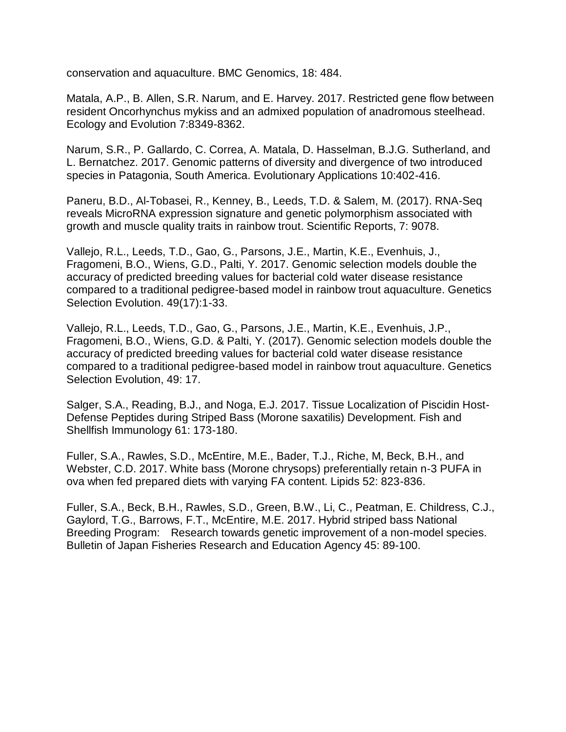conservation and aquaculture. BMC Genomics, 18: 484.

Matala, A.P., B. Allen, S.R. Narum, and E. Harvey. 2017. Restricted gene flow between resident Oncorhynchus mykiss and an admixed population of anadromous steelhead. Ecology and Evolution 7:8349-8362.

Narum, S.R., P. Gallardo, C. Correa, A. Matala, D. Hasselman, B.J.G. Sutherland, and L. Bernatchez. 2017. Genomic patterns of diversity and divergence of two introduced species in Patagonia, South America. Evolutionary Applications 10:402-416.

Paneru, B.D., Al-Tobasei, R., Kenney, B., Leeds, T.D. & Salem, M. (2017). RNA-Seq reveals MicroRNA expression signature and genetic polymorphism associated with growth and muscle quality traits in rainbow trout. Scientific Reports, 7: 9078.

Vallejo, R.L., Leeds, T.D., Gao, G., Parsons, J.E., Martin, K.E., Evenhuis, J., Fragomeni, B.O., Wiens, G.D., Palti, Y. 2017. Genomic selection models double the accuracy of predicted breeding values for bacterial cold water disease resistance compared to a traditional pedigree-based model in rainbow trout aquaculture. Genetics Selection Evolution. 49(17):1-33.

Vallejo, R.L., Leeds, T.D., Gao, G., Parsons, J.E., Martin, K.E., Evenhuis, J.P., Fragomeni, B.O., Wiens, G.D. & Palti, Y. (2017). Genomic selection models double the accuracy of predicted breeding values for bacterial cold water disease resistance compared to a traditional pedigree-based model in rainbow trout aquaculture. Genetics Selection Evolution, 49: 17.

Salger, S.A., Reading, B.J., and Noga, E.J. 2017. Tissue Localization of Piscidin Host-Defense Peptides during Striped Bass (Morone saxatilis) Development. Fish and Shellfish Immunology 61: 173-180.

Fuller, S.A., Rawles, S.D., McEntire, M.E., Bader, T.J., Riche, M, Beck, B.H., and Webster, C.D. 2017. White bass (Morone chrysops) preferentially retain n-3 PUFA in ova when fed prepared diets with varying FA content. Lipids 52: 823-836.

Fuller, S.A., Beck, B.H., Rawles, S.D., Green, B.W., Li, C., Peatman, E. Childress, C.J., Gaylord, T.G., Barrows, F.T., McEntire, M.E. 2017. Hybrid striped bass National Breeding Program: Research towards genetic improvement of a non-model species. Bulletin of Japan Fisheries Research and Education Agency 45: 89-100.